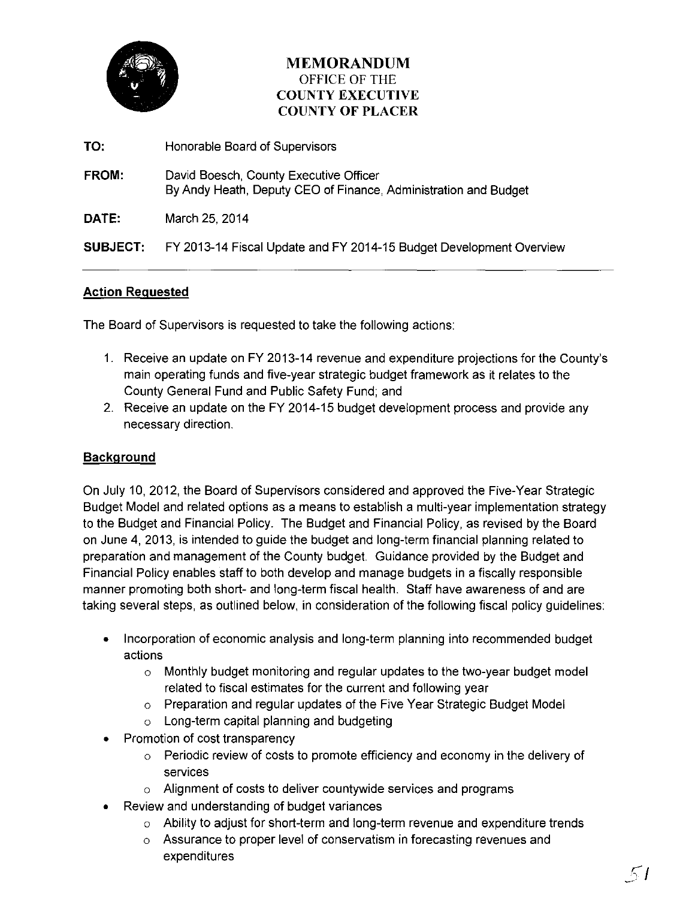# MEMORANDUM
## OFFICE OF THE
## COUNTY EXECUTIVE
## COUNTY OF PLACER

**TO:** Honorable Board of Supervisors

**FROM:** David Boesch, County Executive Officer
By Andy Heath, Deputy CEO of Finance, Administration and Budget

**DATE:** March 25, 2014

**SUBJECT:** FY 2013-14 Fiscal Update and FY 2014-15 Budget Development Overview

---

## Action Requested

The Board of Supervisors is requested to take the following actions:

1. Receive an update on FY 2013-14 revenue and expenditure projections for the County's main operating funds and five-year strategic budget framework as it relates to the County General Fund and Public Safety Fund; and
2. Receive an update on the FY 2014-15 budget development process and provide any necessary direction.

## Background

On July 10, 2012, the Board of Supervisors considered and approved the Five-Year Strategic Budget Model and related options as a means to establish a multi-year implementation strategy to the Budget and Financial Policy. The Budget and Financial Policy, as revised by the Board on June 4, 2013, is intended to guide the budget and long-term financial planning related to preparation and management of the County budget. Guidance provided by the Budget and Financial Policy enables staff to both develop and manage budgets in a fiscally responsible manner promoting both short- and long-term fiscal health. Staff have awareness of and are taking several steps, as outlined below, in consideration of the following fiscal policy guidelines:

- Incorporation of economic analysis and long-term planning into recommended budget actions
  - Monthly budget monitoring and regular updates to the two-year budget model related to fiscal estimates for the current and following year
  - Preparation and regular updates of the Five Year Strategic Budget Model
  - Long-term capital planning and budgeting
- Promotion of cost transparency
  - Periodic review of costs to promote efficiency and economy in the delivery of services
  - Alignment of costs to deliver countywide services and programs
- Review and understanding of budget variances
  - Ability to adjust for short-term and long-term revenue and expenditure trends
  - Assurance to proper level of conservatism in forecasting revenues and expenditures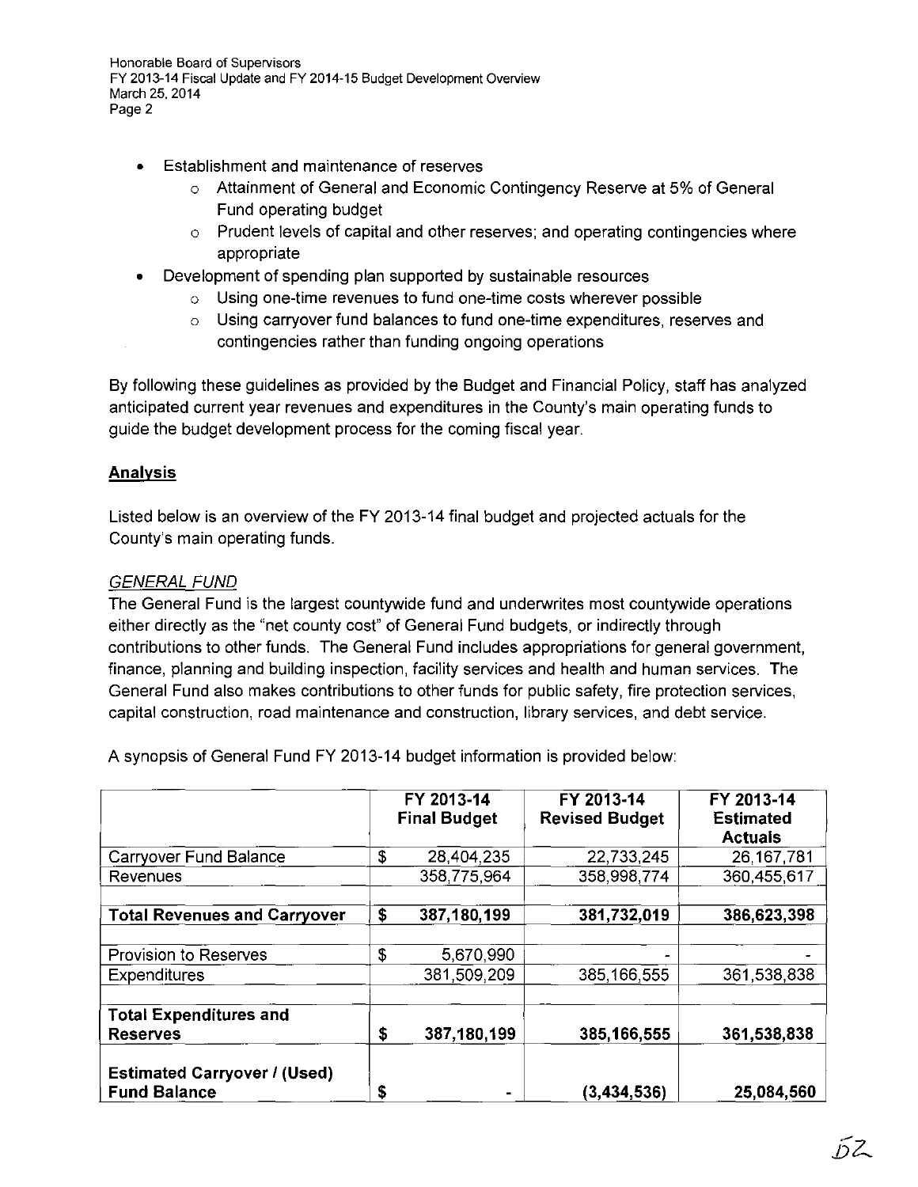- Establishment and maintenance of reserves
  - Attainment of General and Economic Contingency Reserve at 5% of General Fund operating budget
  - Prudent levels of capital and other reserves; and operating contingencies where appropriate
- Development of spending plan supported by sustainable resources
  - Using one-time revenues to fund one-time costs wherever possible
  - Using carryover fund balances to fund one-time expenditures, reserves and contingencies rather than funding ongoing operations

By following these guidelines as provided by the Budget and Financial Policy, staff has analyzed anticipated current year revenues and expenditures in the County's main operating funds to guide the budget development process for the coming fiscal year.

## Analysis

Listed below is an overview of the FY 2013-14 final budget and projected actuals for the County's main operating funds.

### *GENERAL FUND*

The General Fund is the largest countywide fund and underwrites most countywide operations either directly as the "net county cost" of General Fund budgets, or indirectly through contributions to other funds. The General Fund includes appropriations for general government, finance, planning and building inspection, facility services and health and human services. The General Fund also makes contributions to other funds for public safety, fire protection services, capital construction, road maintenance and construction, library services, and debt service.

A synopsis of General Fund FY 2013-14 budget information is provided below:

| | FY 2013-14 Final Budget | FY 2013-14 Revised Budget | FY 2013-14 Estimated Actuals |
|---|---|---|---|
| Carryover Fund Balance | $ 28,404,235 | 22,733,245 | 26,167,781 |
| Revenues | 358,775,964 | 358,998,774 | 360,455,617 |
| **Total Revenues and Carryover** | **$ 387,180,199** | **381,732,019** | **386,623,398** |
| Provision to Reserves | $ 5,670,990 | - | - |
| Expenditures | 381,509,209 | 385,166,555 | 361,538,838 |
| **Total Expenditures and Reserves** | **$ 387,180,199** | **385,166,555** | **361,538,838** |
| **Estimated Carryover / (Used) Fund Balance** | **$ -** | **(3,434,536)** | **25,084,560** |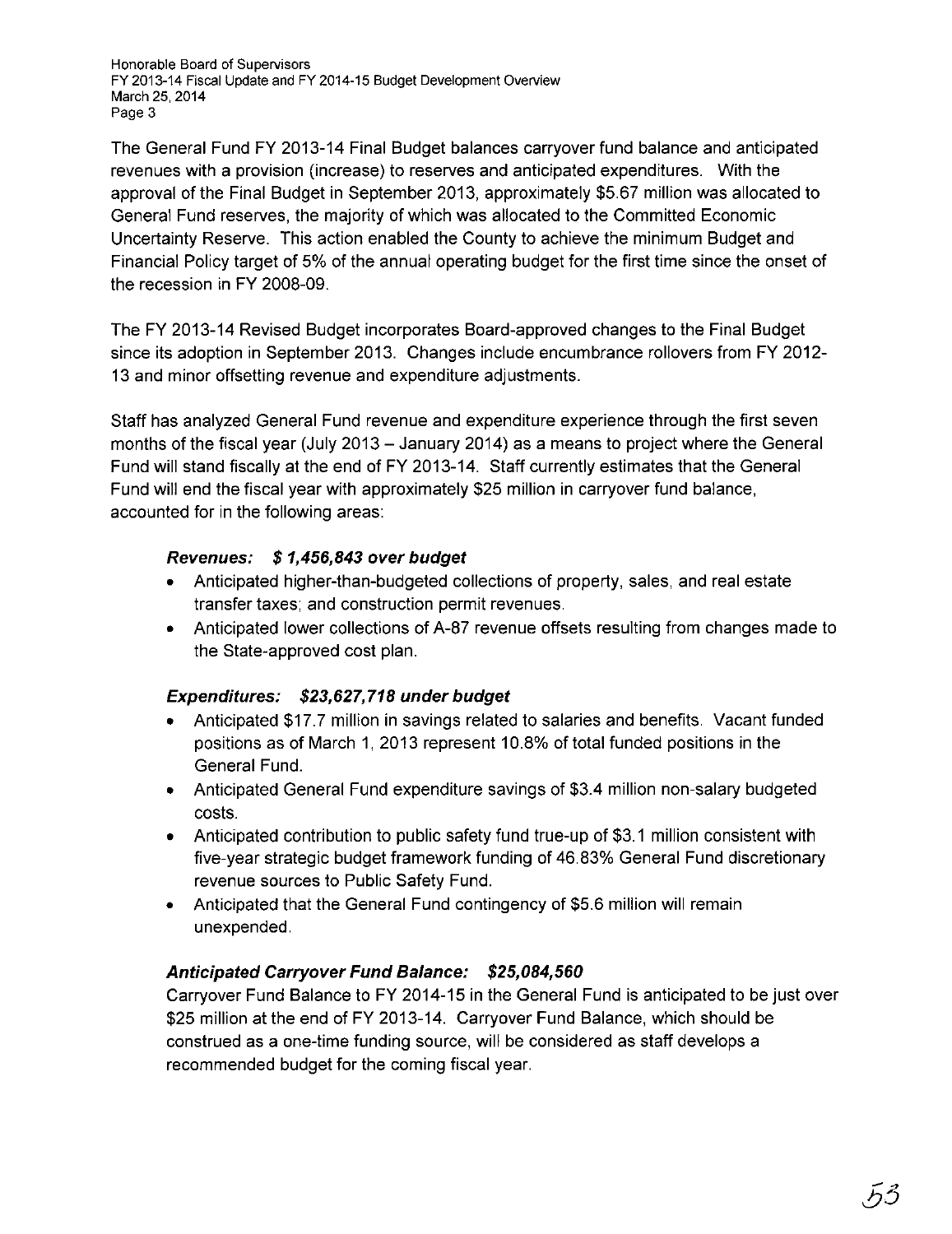The General Fund FY 2013-14 Final Budget balances carryover fund balance and anticipated revenues with a provision (increase) to reserves and anticipated expenditures. With the approval of the Final Budget in September 2013, approximately $5.67 million was allocated to General Fund reserves, the majority of which was allocated to the Committed Economic Uncertainty Reserve. This action enabled the County to achieve the minimum Budget and Financial Policy target of 5% of the annual operating budget for the first time since the onset of the recession in FY 2008-09.

The FY 2013-14 Revised Budget incorporates Board-approved changes to the Final Budget since its adoption in September 2013. Changes include encumbrance rollovers from FY 2012-13 and minor offsetting revenue and expenditure adjustments.

Staff has analyzed General Fund revenue and expenditure experience through the first seven months of the fiscal year (July 2013 – January 2014) as a means to project where the General Fund will stand fiscally at the end of FY 2013-14. Staff currently estimates that the General Fund will end the fiscal year with approximately $25 million in carryover fund balance, accounted for in the following areas:

***Revenues: $ 1,456,843 over budget***

- Anticipated higher-than-budgeted collections of property, sales, and real estate transfer taxes; and construction permit revenues.
- Anticipated lower collections of A-87 revenue offsets resulting from changes made to the State-approved cost plan.

***Expenditures: $23,627,718 under budget***

- Anticipated $17.7 million in savings related to salaries and benefits. Vacant funded positions as of March 1, 2013 represent 10.8% of total funded positions in the General Fund.
- Anticipated General Fund expenditure savings of $3.4 million non-salary budgeted costs.
- Anticipated contribution to public safety fund true-up of $3.1 million consistent with five-year strategic budget framework funding of 46.83% General Fund discretionary revenue sources to Public Safety Fund.
- Anticipated that the General Fund contingency of $5.6 million will remain unexpended.

***Anticipated Carryover Fund Balance: $25,084,560***

Carryover Fund Balance to FY 2014-15 in the General Fund is anticipated to be just over $25 million at the end of FY 2013-14. Carryover Fund Balance, which should be construed as a one-time funding source, will be considered as staff develops a recommended budget for the coming fiscal year.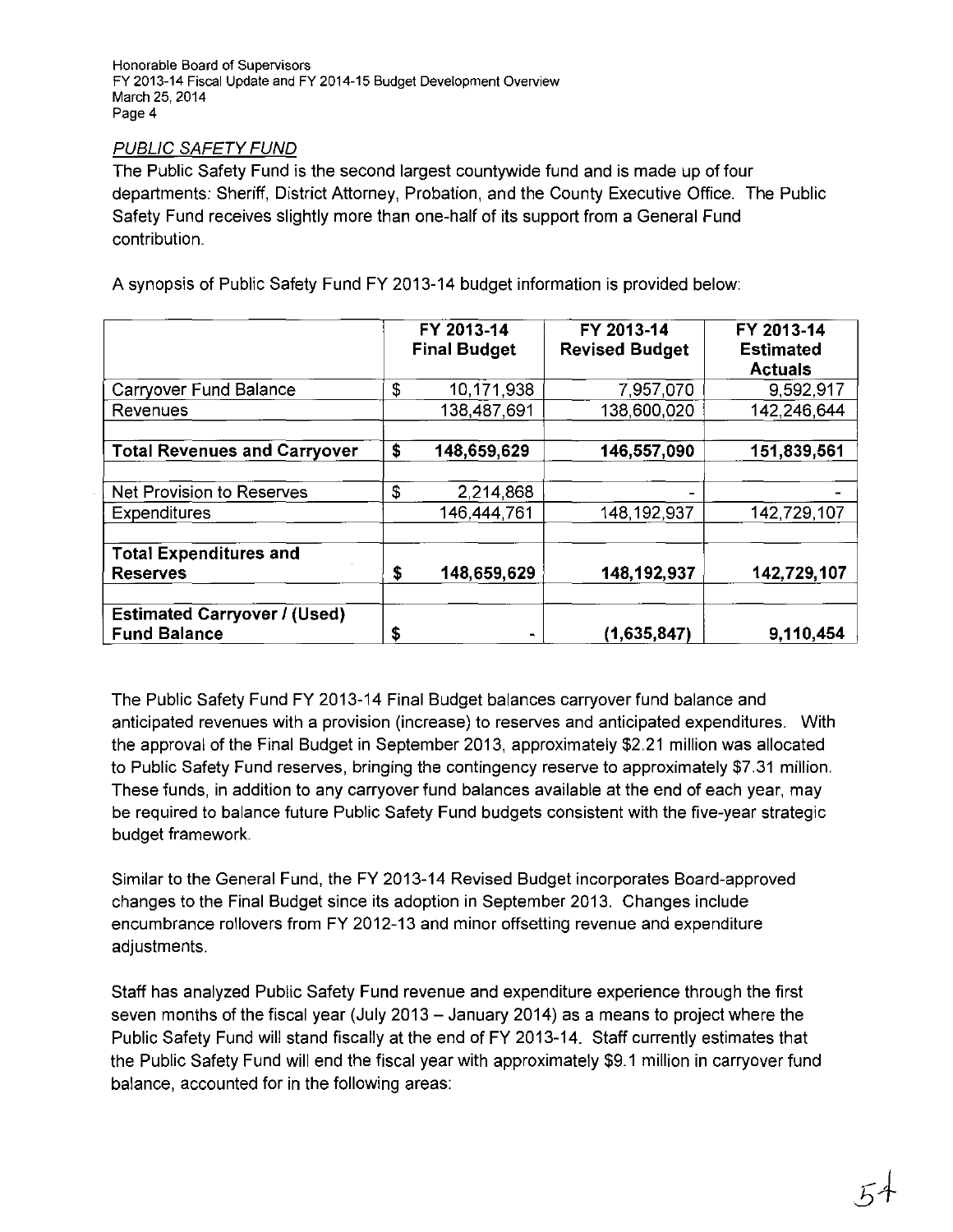## *PUBLIC SAFETY FUND*

The Public Safety Fund is the second largest countywide fund and is made up of four departments: Sheriff, District Attorney, Probation, and the County Executive Office. The Public Safety Fund receives slightly more than one-half of its support from a General Fund contribution.

A synopsis of Public Safety Fund FY 2013-14 budget information is provided below:

| | FY 2013-14 Final Budget | FY 2013-14 Revised Budget | FY 2013-14 Estimated Actuals |
|---|---|---|---|
| Carryover Fund Balance | $ 10,171,938 | 7,957,070 | 9,592,917 |
| Revenues | 138,487,691 | 138,600,020 | 142,246,644 |
| | | | |
| **Total Revenues and Carryover** | **$ 148,659,629** | **146,557,090** | **151,839,561** |
| | | | |
| Net Provision to Reserves | $ 2,214,868 | - | - |
| Expenditures | 146,444,761 | 148,192,937 | 142,729,107 |
| | | | |
| **Total Expenditures and Reserves** | **$ 148,659,629** | **148,192,937** | **142,729,107** |
| | | | |
| **Estimated Carryover / (Used) Fund Balance** | **$ -** | **(1,635,847)** | **9,110,454** |

The Public Safety Fund FY 2013-14 Final Budget balances carryover fund balance and anticipated revenues with a provision (increase) to reserves and anticipated expenditures. With the approval of the Final Budget in September 2013, approximately $2.21 million was allocated to Public Safety Fund reserves, bringing the contingency reserve to approximately $7.31 million. These funds, in addition to any carryover fund balances available at the end of each year, may be required to balance future Public Safety Fund budgets consistent with the five-year strategic budget framework.

Similar to the General Fund, the FY 2013-14 Revised Budget incorporates Board-approved changes to the Final Budget since its adoption in September 2013. Changes include encumbrance rollovers from FY 2012-13 and minor offsetting revenue and expenditure adjustments.

Staff has analyzed Public Safety Fund revenue and expenditure experience through the first seven months of the fiscal year (July 2013 – January 2014) as a means to project where the Public Safety Fund will stand fiscally at the end of FY 2013-14. Staff currently estimates that the Public Safety Fund will end the fiscal year with approximately $9.1 million in carryover fund balance, accounted for in the following areas: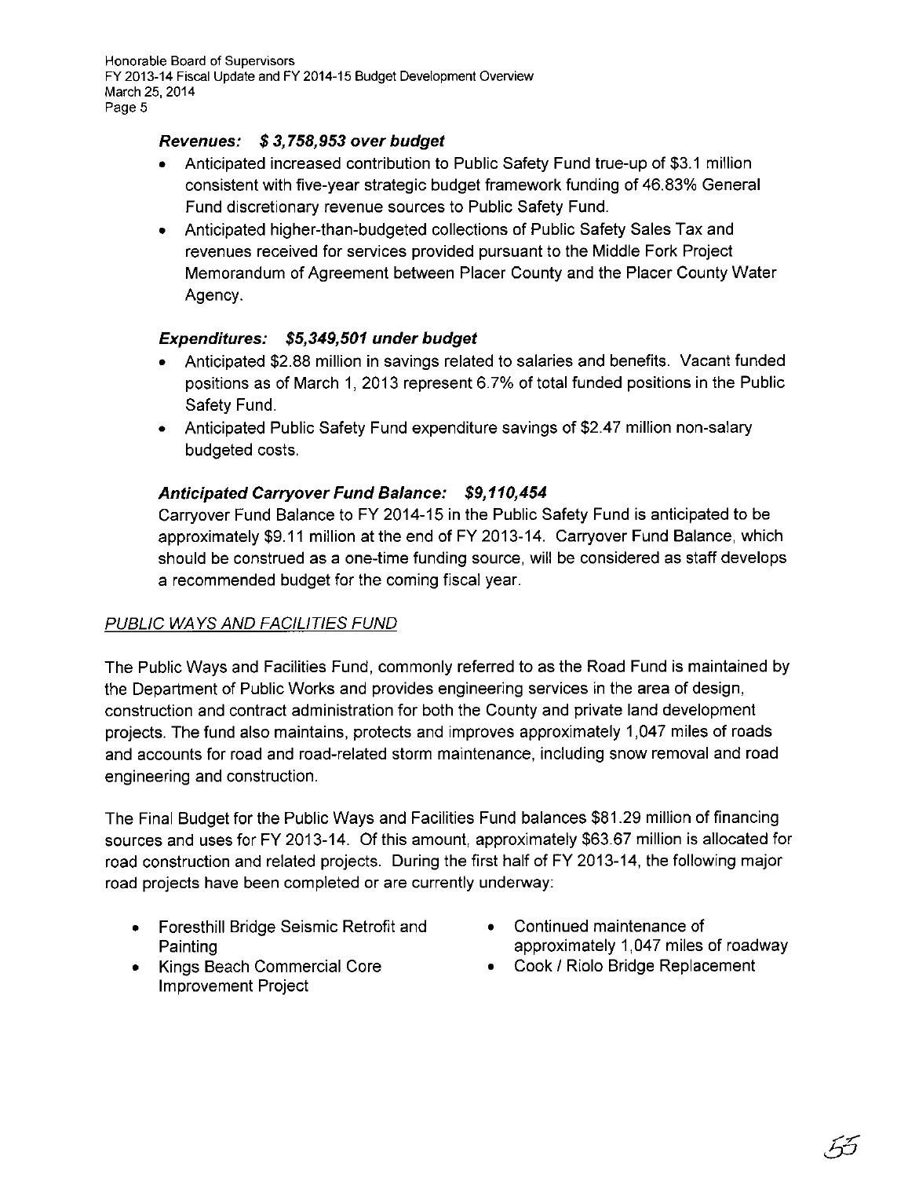***Revenues: $ 3,758,953 over budget***

- Anticipated increased contribution to Public Safety Fund true-up of $3.1 million consistent with five-year strategic budget framework funding of 46.83% General Fund discretionary revenue sources to Public Safety Fund.
- Anticipated higher-than-budgeted collections of Public Safety Sales Tax and revenues received for services provided pursuant to the Middle Fork Project Memorandum of Agreement between Placer County and the Placer County Water Agency.

***Expenditures: $5,349,501 under budget***

- Anticipated $2.88 million in savings related to salaries and benefits. Vacant funded positions as of March 1, 2013 represent 6.7% of total funded positions in the Public Safety Fund.
- Anticipated Public Safety Fund expenditure savings of $2.47 million non-salary budgeted costs.

***Anticipated Carryover Fund Balance: $9,110,454***

Carryover Fund Balance to FY 2014-15 in the Public Safety Fund is anticipated to be approximately $9.11 million at the end of FY 2013-14. Carryover Fund Balance, which should be construed as a one-time funding source, will be considered as staff develops a recommended budget for the coming fiscal year.

PUBLIC WAYS AND FACILITIES FUND

The Public Ways and Facilities Fund, commonly referred to as the Road Fund is maintained by the Department of Public Works and provides engineering services in the area of design, construction and contract administration for both the County and private land development projects. The fund also maintains, protects and improves approximately 1,047 miles of roads and accounts for road and road-related storm maintenance, including snow removal and road engineering and construction.

The Final Budget for the Public Ways and Facilities Fund balances $81.29 million of financing sources and uses for FY 2013-14. Of this amount, approximately $63.67 million is allocated for road construction and related projects. During the first half of FY 2013-14, the following major road projects have been completed or are currently underway:

- Foresthill Bridge Seismic Retrofit and Painting
- Kings Beach Commercial Core Improvement Project
- Continued maintenance of approximately 1,047 miles of roadway
- Cook / Riolo Bridge Replacement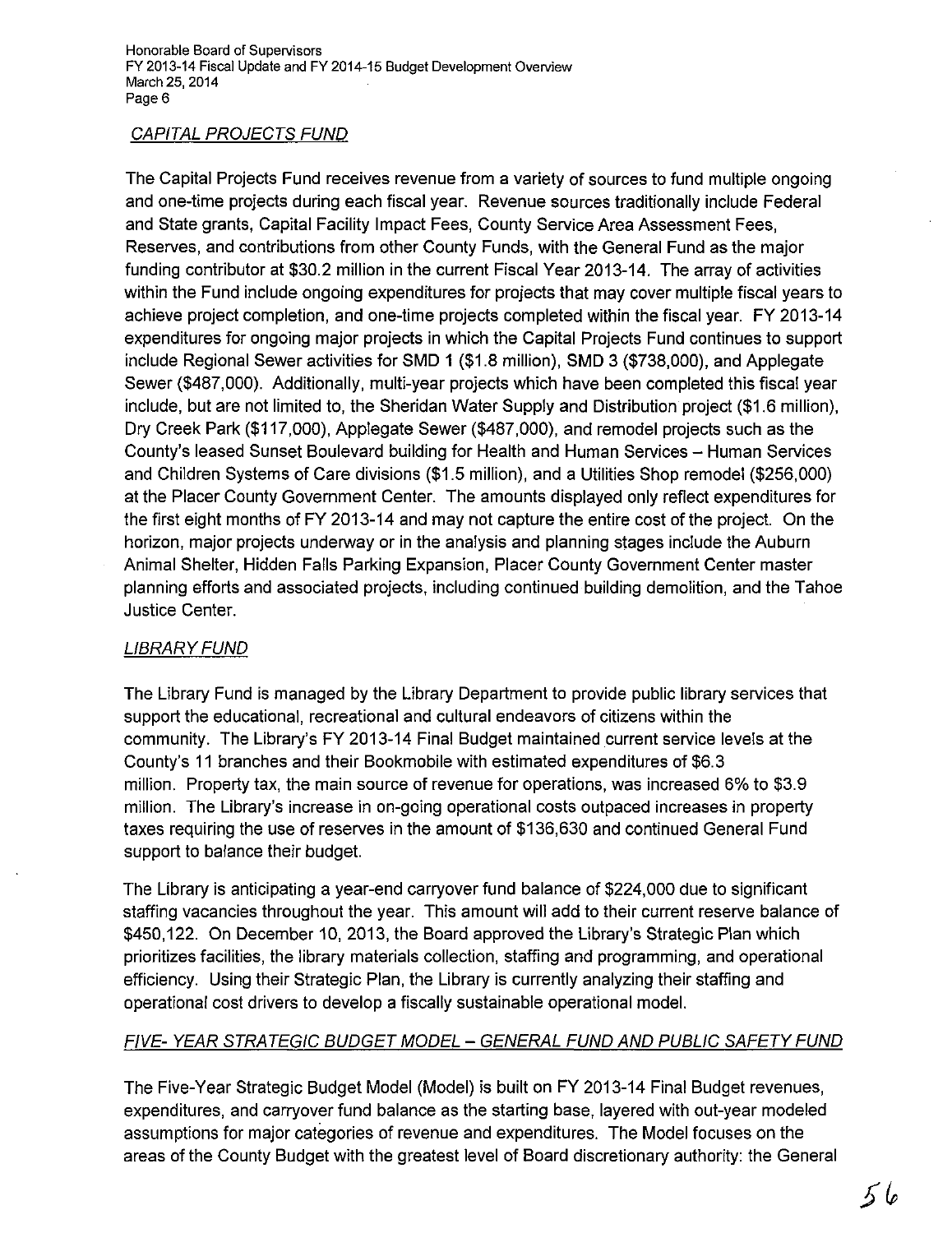## CAPITAL PROJECTS FUND

The Capital Projects Fund receives revenue from a variety of sources to fund multiple ongoing and one-time projects during each fiscal year. Revenue sources traditionally include Federal and State grants, Capital Facility Impact Fees, County Service Area Assessment Fees, Reserves, and contributions from other County Funds, with the General Fund as the major funding contributor at $30.2 million in the current Fiscal Year 2013-14. The array of activities within the Fund include ongoing expenditures for projects that may cover multiple fiscal years to achieve project completion, and one-time projects completed within the fiscal year. FY 2013-14 expenditures for ongoing major projects in which the Capital Projects Fund continues to support include Regional Sewer activities for SMD 1 ($1.8 million), SMD 3 ($738,000), and Applegate Sewer ($487,000). Additionally, multi-year projects which have been completed this fiscal year include, but are not limited to, the Sheridan Water Supply and Distribution project ($1.6 million), Dry Creek Park ($117,000), Applegate Sewer ($487,000), and remodel projects such as the County's leased Sunset Boulevard building for Health and Human Services – Human Services and Children Systems of Care divisions ($1.5 million), and a Utilities Shop remodel ($256,000) at the Placer County Government Center. The amounts displayed only reflect expenditures for the first eight months of FY 2013-14 and may not capture the entire cost of the project. On the horizon, major projects underway or in the analysis and planning stages include the Auburn Animal Shelter, Hidden Falls Parking Expansion, Placer County Government Center master planning efforts and associated projects, including continued building demolition, and the Tahoe Justice Center.

## LIBRARY FUND

The Library Fund is managed by the Library Department to provide public library services that support the educational, recreational and cultural endeavors of citizens within the community. The Library's FY 2013-14 Final Budget maintained current service levels at the County's 11 branches and their Bookmobile with estimated expenditures of $6.3 million. Property tax, the main source of revenue for operations, was increased 6% to $3.9 million. The Library's increase in on-going operational costs outpaced increases in property taxes requiring the use of reserves in the amount of $136,630 and continued General Fund support to balance their budget.

The Library is anticipating a year-end carryover fund balance of $224,000 due to significant staffing vacancies throughout the year. This amount will add to their current reserve balance of $450,122. On December 10, 2013, the Board approved the Library's Strategic Plan which prioritizes facilities, the library materials collection, staffing and programming, and operational efficiency. Using their Strategic Plan, the Library is currently analyzing their staffing and operational cost drivers to develop a fiscally sustainable operational model.

## FIVE- YEAR STRATEGIC BUDGET MODEL – GENERAL FUND AND PUBLIC SAFETY FUND

The Five-Year Strategic Budget Model (Model) is built on FY 2013-14 Final Budget revenues, expenditures, and carryover fund balance as the starting base, layered with out-year modeled assumptions for major categories of revenue and expenditures. The Model focuses on the areas of the County Budget with the greatest level of Board discretionary authority: the General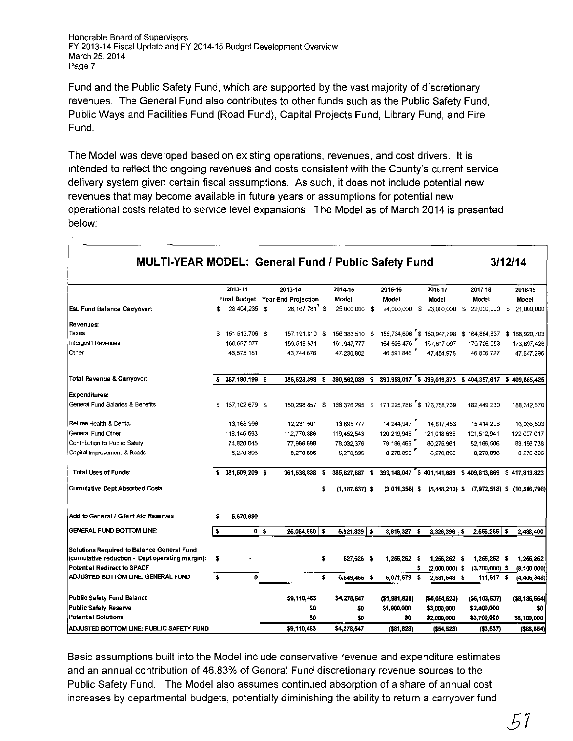Fund and the Public Safety Fund, which are supported by the vast majority of discretionary revenues. The General Fund also contributes to other funds such as the Public Safety Fund, Public Ways and Facilities Fund (Road Fund), Capital Projects Fund, Library Fund, and Fire Fund.

The Model was developed based on existing operations, revenues, and cost drivers. It is intended to reflect the ongoing revenues and costs consistent with the County's current service delivery system given certain fiscal assumptions. As such, it does not include potential new revenues that may become available in future years or assumptions for potential new operational costs related to service level expansions. The Model as of March 2014 is presented below:

**MULTI-YEAR MODEL: General Fund / Public Safety Fund** 3/12/14

| | 2013-14 Final Budget | 2013-14 Year-End Projection | 2014-15 Model | 2015-16 Model | 2016-17 Model | 2017-18 Model | 2018-19 Model |
|---|---|---|---|---|---|---|---|
| Est. Fund Balance Carryover: | $ 28,404,235 | $ 26,167,781 | $ 25,000,000 | $ 24,000,000 | $ 23,000,000 | $ 22,000,000 | $ 21,000,000 |
| **Revenues:** | | | | | | | |
| Taxes | $ 151,513,706 | $ 157,191,010 | $ 156,383,510 | $ 158,734,696 | $ 160,947,798 | $ 164,884,837 | $ 166,920,703 |
| Intergov't Revenues | 160,687,077 | 159,519,931 | 161,947,777 | 164,626,476 | 167,617,097 | 170,706,053 | 173,897,426 |
| Other | 46,575,181 | 43,744,676 | 47,230,802 | 46,591,846 | 47,454,978 | 46,806,727 | 47,847,296 |
| **Total Revenue & Carryover:** | $ 387,180,199 | $ 386,623,398 | $ 390,562,089 | $ 393,953,017 | $ 399,019,873 | $ 404,397,617 | $ 409,665,425 |
| **Expenditures:** | | | | | | | |
| General Fund Salaries & Benefits | $ 167,102,679 | $ 150,298,857 | $ 166,376,295 | $ 171,225,788 | $ 176,758,739 | 182,449,230 | 188,312,670 |
| Retiree Health & Dental | 13,168,996 | 12,231,501 | 13,695,777 | 14,244,947 | 14,817,456 | 15,414,296 | 16,036,503 |
| General Fund Other | 118,146,593 | 112,770,886 | 119,452,543 | 120,219,946 | 121,018,638 | 121,512,941 | 122,027,017 |
| Contribution to Public Safety | 74,820,045 | 77,966,698 | 78,032,376 | 79,186,469 | 80,275,961 | 82,166,506 | 83,166,738 |
| Capital Improvement & Roads | 8,270,896 | 8,270,896 | 8,270,896 | 8,270,896 | 8,270,896 | 8,270,896 | 8,270,896 |
| **Total Uses of Funds:** | $ 381,509,209 | $ 361,538,838 | $ 385,827,887 | $ 393,148,047 | $ 401,141,689 | $ 409,813,869 | $ 417,813,823 |
| Cumulative Dept Absorbed Costs | | | $ (1,187,637) | $ (3,011,356) | $ (5,448,212) | $ (7,972,518) | $ (10,586,798) |
| Add to General / Client Aid Reserves | $ 5,670,990 | | | | | | |
| **GENERAL FUND BOTTOM LINE:** | $ 0 | $ 25,084,560 | $ 5,921,839 | $ 3,816,327 | $ 3,326,396 | $ 2,556,265 | $ 2,438,400 |
| Solutions Required to Balance General Fund (cumulative reduction - Dept operating margin): | $ - | | $ 627,626 | $ 1,255,252 | $ 1,255,252 | $ 1,255,252 | $ 1,255,252 |
| **Potential Redirect to SPACF** | | | | | $ (2,000,000) | $ (3,700,000) | $ (8,100,000) |
| **ADJUSTED BOTTOM LINE: GENERAL FUND** | $ 0 | | $ 6,549,465 | $ 5,071,579 | $ 2,581,648 | $ 111,617 | $ (4,406,348) |
| **Public Safety Fund Balance** | | $9,110,463 | $4,278,547 | ($1,981,828) | ($5,054,523) | ($6,103,537) | ($8,186,654) |
| **Public Safety Reserve** | | $0 | $0 | $1,900,000 | $3,000,000 | $2,400,000 | $0 |
| **Potential Solutions** | | $0 | $0 | $0 | $2,000,000 | $3,700,000 | $8,100,000 |
| **ADJUSTED BOTTOM LINE: PUBLIC SAFETY FUND** | | $9,110,463 | $4,278,547 | ($81,828) | ($54,523) | ($3,537) | ($86,654) |

Basic assumptions built into the Model include conservative revenue and expenditure estimates and an annual contribution of 46.83% of General Fund discretionary revenue sources to the Public Safety Fund. The Model also assumes continued absorption of a share of annual cost increases by departmental budgets, potentially diminishing the ability to return a carryover fund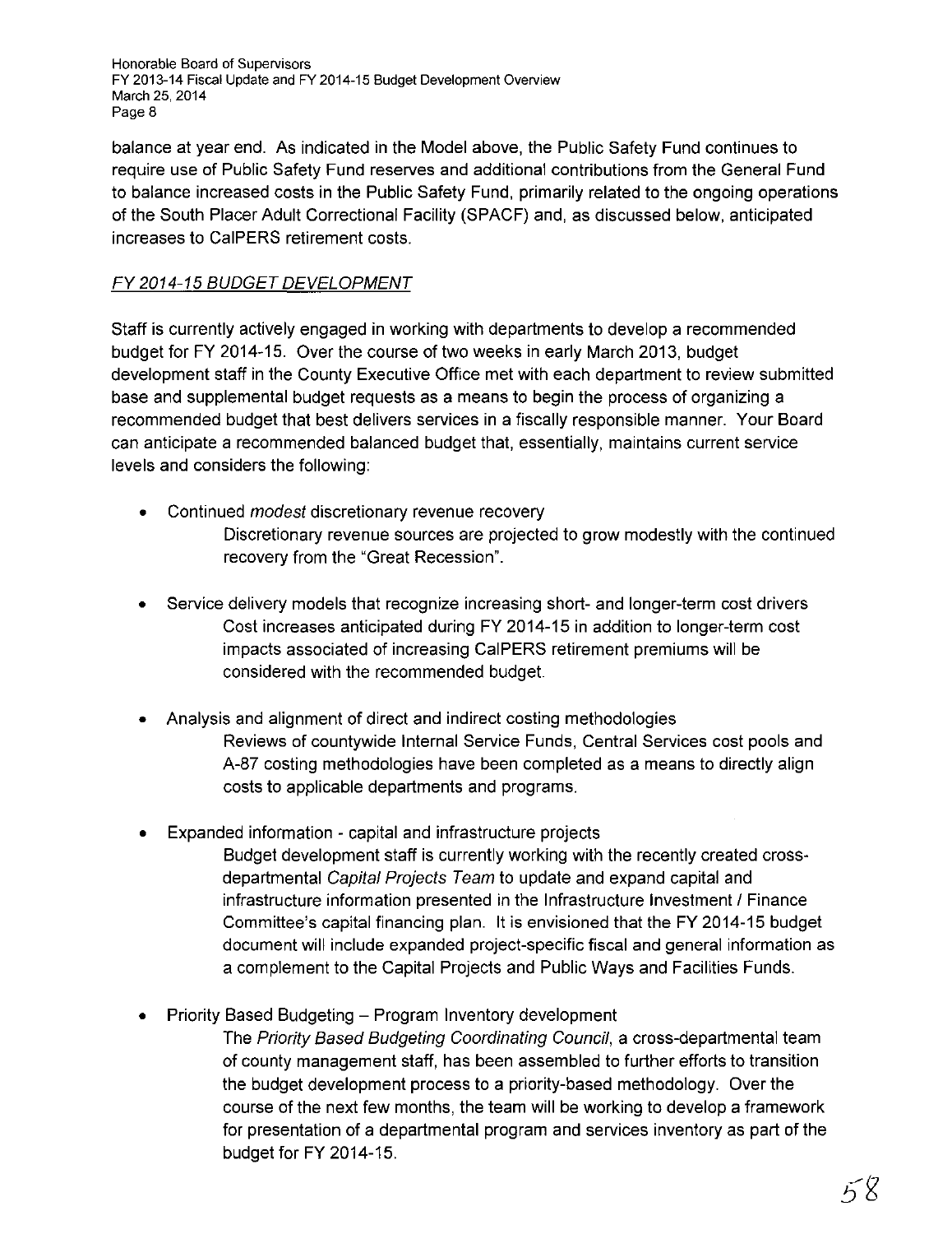balance at year end. As indicated in the Model above, the Public Safety Fund continues to require use of Public Safety Fund reserves and additional contributions from the General Fund to balance increased costs in the Public Safety Fund, primarily related to the ongoing operations of the South Placer Adult Correctional Facility (SPACF) and, as discussed below, anticipated increases to CalPERS retirement costs.

## *FY 2014-15 BUDGET DEVELOPMENT*

Staff is currently actively engaged in working with departments to develop a recommended budget for FY 2014-15. Over the course of two weeks in early March 2013, budget development staff in the County Executive Office met with each department to review submitted base and supplemental budget requests as a means to begin the process of organizing a recommended budget that best delivers services in a fiscally responsible manner. Your Board can anticipate a recommended balanced budget that, essentially, maintains current service levels and considers the following:

- Continued *modest* discretionary revenue recovery

  Discretionary revenue sources are projected to grow modestly with the continued recovery from the "Great Recession".

- Service delivery models that recognize increasing short- and longer-term cost drivers

  Cost increases anticipated during FY 2014-15 in addition to longer-term cost impacts associated of increasing CalPERS retirement premiums will be considered with the recommended budget.

- Analysis and alignment of direct and indirect costing methodologies

  Reviews of countywide Internal Service Funds, Central Services cost pools and A-87 costing methodologies have been completed as a means to directly align costs to applicable departments and programs.

- Expanded information - capital and infrastructure projects

  Budget development staff is currently working with the recently created cross-departmental *Capital Projects Team* to update and expand capital and infrastructure information presented in the Infrastructure Investment / Finance Committee's capital financing plan. It is envisioned that the FY 2014-15 budget document will include expanded project-specific fiscal and general information as a complement to the Capital Projects and Public Ways and Facilities Funds.

- Priority Based Budgeting – Program Inventory development

  The *Priority Based Budgeting Coordinating Council*, a cross-departmental team of county management staff, has been assembled to further efforts to transition the budget development process to a priority-based methodology. Over the course of the next few months, the team will be working to develop a framework for presentation of a departmental program and services inventory as part of the budget for FY 2014-15.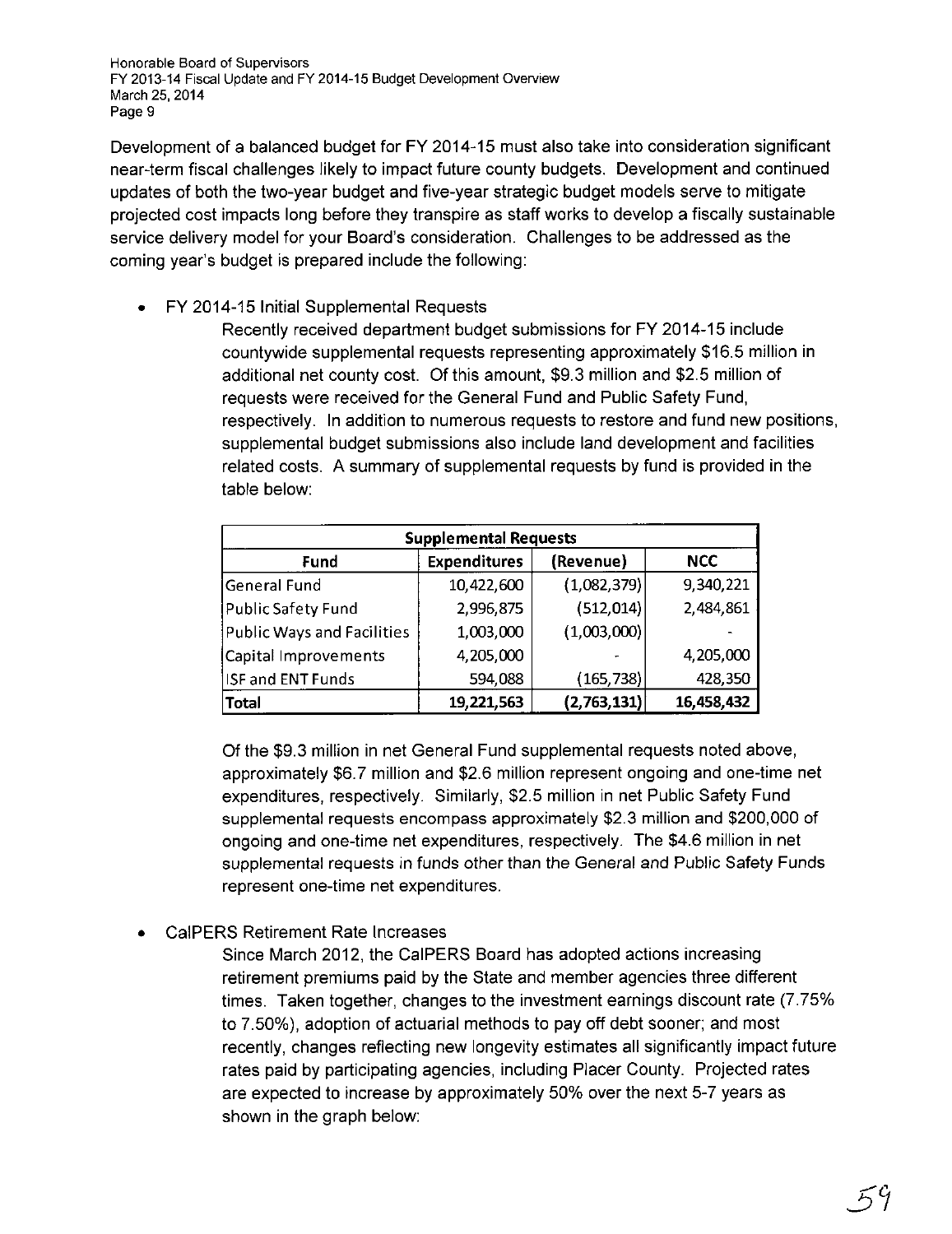Development of a balanced budget for FY 2014-15 must also take into consideration significant near-term fiscal challenges likely to impact future county budgets. Development and continued updates of both the two-year budget and five-year strategic budget models serve to mitigate projected cost impacts long before they transpire as staff works to develop a fiscally sustainable service delivery model for your Board's consideration. Challenges to be addressed as the coming year's budget is prepared include the following:

- FY 2014-15 Initial Supplemental Requests

  Recently received department budget submissions for FY 2014-15 include countywide supplemental requests representing approximately $16.5 million in additional net county cost. Of this amount, $9.3 million and $2.5 million of requests were received for the General Fund and Public Safety Fund, respectively. In addition to numerous requests to restore and fund new positions, supplemental budget submissions also include land development and facilities related costs. A summary of supplemental requests by fund is provided in the table below:

| Supplemental Requests | | | |
|---|---|---|---|
| **Fund** | **Expenditures** | **(Revenue)** | **NCC** |
| General Fund | 10,422,600 | (1,082,379) | 9,340,221 |
| Public Safety Fund | 2,996,875 | (512,014) | 2,484,861 |
| Public Ways and Facilities | 1,003,000 | (1,003,000) | - |
| Capital Improvements | 4,205,000 | - | 4,205,000 |
| ISF and ENT Funds | 594,088 | (165,738) | 428,350 |
| **Total** | **19,221,563** | **(2,763,131)** | **16,458,432** |

  Of the $9.3 million in net General Fund supplemental requests noted above, approximately $6.7 million and $2.6 million represent ongoing and one-time net expenditures, respectively. Similarly, $2.5 million in net Public Safety Fund supplemental requests encompass approximately $2.3 million and $200,000 of ongoing and one-time net expenditures, respectively. The $4.6 million in net supplemental requests in funds other than the General and Public Safety Funds represent one-time net expenditures.

- CalPERS Retirement Rate Increases

  Since March 2012, the CalPERS Board has adopted actions increasing retirement premiums paid by the State and member agencies three different times. Taken together, changes to the investment earnings discount rate (7.75% to 7.50%), adoption of actuarial methods to pay off debt sooner; and most recently, changes reflecting new longevity estimates all significantly impact future rates paid by participating agencies, including Placer County. Projected rates are expected to increase by approximately 50% over the next 5-7 years as shown in the graph below: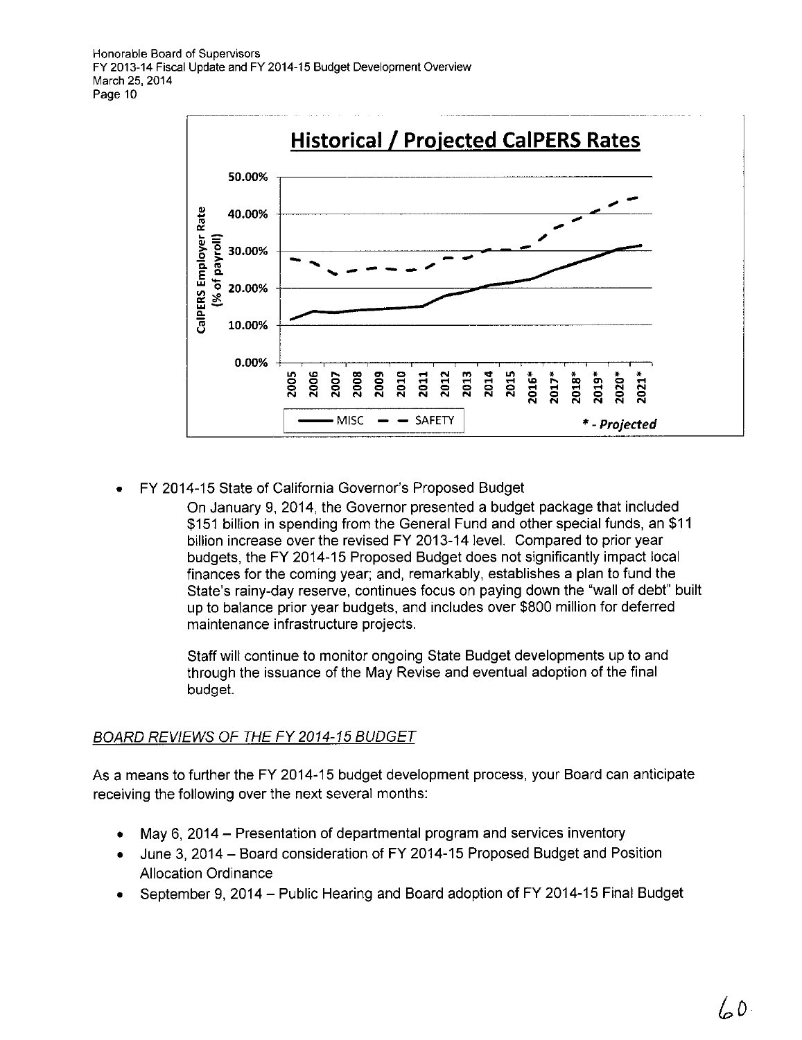**Historical / Projected CalPERS Rates**

CalPERS Employer Rate (% of payroll)

MISC — SAFETY

* - Projected

- FY 2014-15 State of California Governor's Proposed Budget

  On January 9, 2014, the Governor presented a budget package that included $151 billion in spending from the General Fund and other special funds, an $11 billion increase over the revised FY 2013-14 level. Compared to prior year budgets, the FY 2014-15 Proposed Budget does not significantly impact local finances for the coming year; and, remarkably, establishes a plan to fund the State's rainy-day reserve, continues focus on paying down the "wall of debt" built up to balance prior year budgets, and includes over $800 million for deferred maintenance infrastructure projects.

  Staff will continue to monitor ongoing State Budget developments up to and through the issuance of the May Revise and eventual adoption of the final budget.

*BOARD REVIEWS OF THE FY 2014-15 BUDGET*

As a means to further the FY 2014-15 budget development process, your Board can anticipate receiving the following over the next several months:

- May 6, 2014 – Presentation of departmental program and services inventory
- June 3, 2014 – Board consideration of FY 2014-15 Proposed Budget and Position Allocation Ordinance
- September 9, 2014 – Public Hearing and Board adoption of FY 2014-15 Final Budget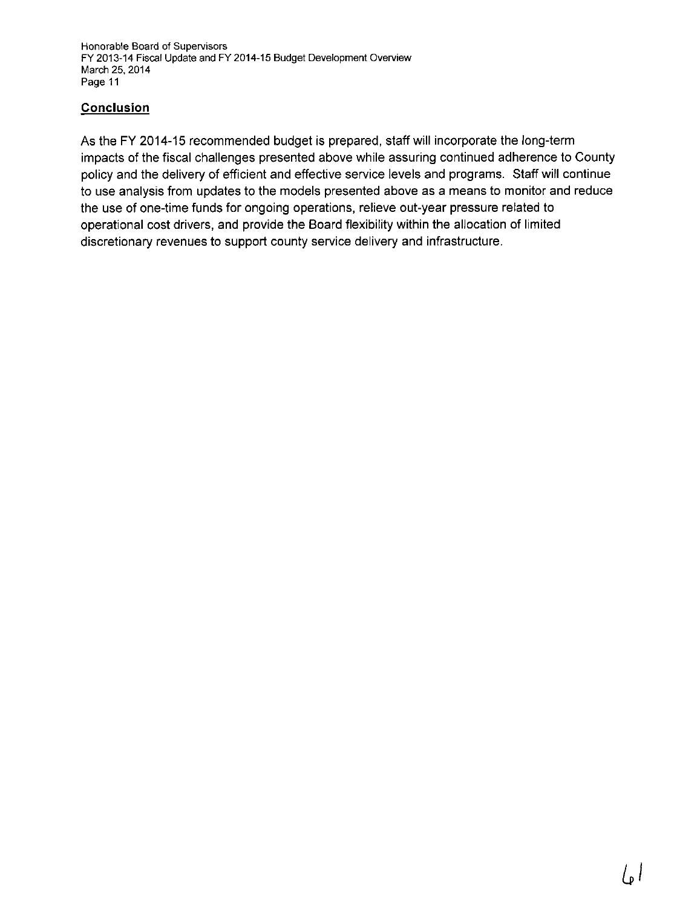## Conclusion

As the FY 2014-15 recommended budget is prepared, staff will incorporate the long-term impacts of the fiscal challenges presented above while assuring continued adherence to County policy and the delivery of efficient and effective service levels and programs. Staff will continue to use analysis from updates to the models presented above as a means to monitor and reduce the use of one-time funds for ongoing operations, relieve out-year pressure related to operational cost drivers, and provide the Board flexibility within the allocation of limited discretionary revenues to support county service delivery and infrastructure.